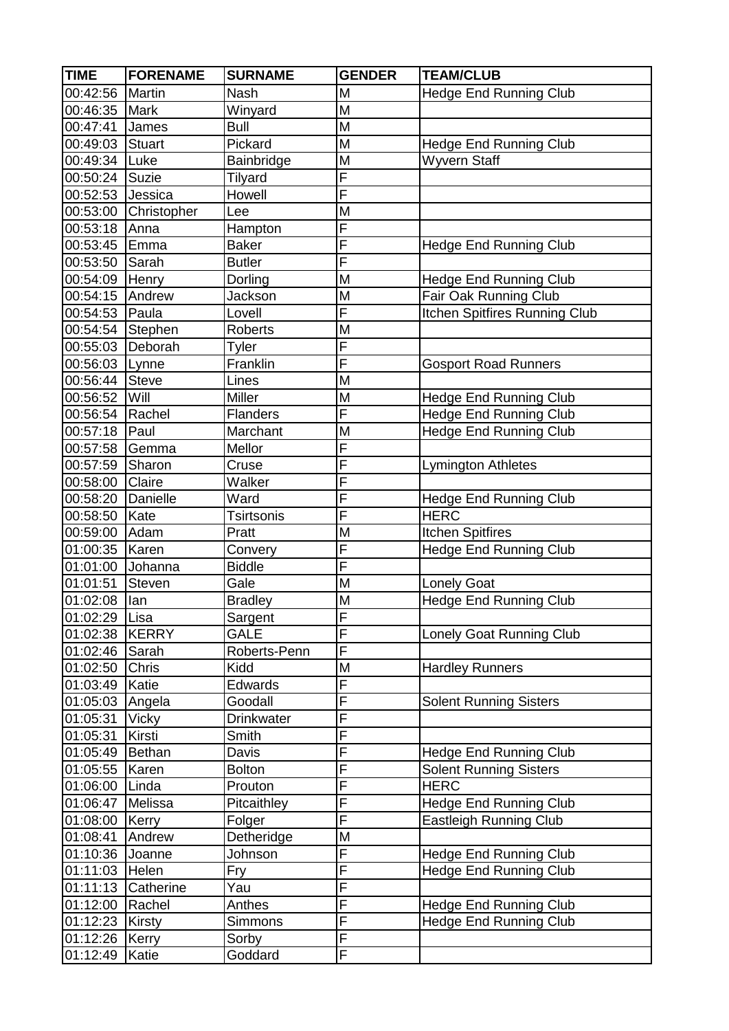| TIME | FORENAME | SURNAME | GENDER | TEAM/CLUB |
|---|---|---|---|---|
| 00:42:56 | Martin | Nash | M | Hedge End Running Club |
| 00:46:35 | Mark | Winyard | M | |
| 00:47:41 | James | Bull | M | |
| 00:49:03 | Stuart | Pickard | M | Hedge End Running Club |
| 00:49:34 | Luke | Bainbridge | M | Wyvern Staff |
| 00:50:24 | Suzie | Tilyard | F | |
| 00:52:53 | Jessica | Howell | F | |
| 00:53:00 | Christopher | Lee | M | |
| 00:53:18 | Anna | Hampton | F | |
| 00:53:45 | Emma | Baker | F | Hedge End Running Club |
| 00:53:50 | Sarah | Butler | F | |
| 00:54:09 | Henry | Dorling | M | Hedge End Running Club |
| 00:54:15 | Andrew | Jackson | M | Fair Oak Running Club |
| 00:54:53 | Paula | Lovell | F | Itchen Spitfires Running Club |
| 00:54:54 | Stephen | Roberts | M | |
| 00:55:03 | Deborah | Tyler | F | |
| 00:56:03 | Lynne | Franklin | F | Gosport Road Runners |
| 00:56:44 | Steve | Lines | M | |
| 00:56:52 | Will | Miller | M | Hedge End Running Club |
| 00:56:54 | Rachel | Flanders | F | Hedge End Running Club |
| 00:57:18 | Paul | Marchant | M | Hedge End Running Club |
| 00:57:58 | Gemma | Mellor | F | |
| 00:57:59 | Sharon | Cruse | F | Lymington Athletes |
| 00:58:00 | Claire | Walker | F | |
| 00:58:20 | Danielle | Ward | F | Hedge End Running Club |
| 00:58:50 | Kate | Tsirtsonis | F | HERC |
| 00:59:00 | Adam | Pratt | M | Itchen Spitfires |
| 01:00:35 | Karen | Convery | F | Hedge End Running Club |
| 01:01:00 | Johanna | Biddle | F | |
| 01:01:51 | Steven | Gale | M | Lonely Goat |
| 01:02:08 | Ian | Bradley | M | Hedge End Running Club |
| 01:02:29 | Lisa | Sargent | F | |
| 01:02:38 | KERRY | GALE | F | Lonely Goat Running Club |
| 01:02:46 | Sarah | Roberts-Penn | F | |
| 01:02:50 | Chris | Kidd | M | Hardley Runners |
| 01:03:49 | Katie | Edwards | F | |
| 01:05:03 | Angela | Goodall | F | Solent Running Sisters |
| 01:05:31 | Vicky | Drinkwater | F | |
| 01:05:31 | Kirsti | Smith | F | |
| 01:05:49 | Bethan | Davis | F | Hedge End Running Club |
| 01:05:55 | Karen | Bolton | F | Solent Running Sisters |
| 01:06:00 | Linda | Prouton | F | HERC |
| 01:06:47 | Melissa | Pitcaithley | F | Hedge End Running Club |
| 01:08:00 | Kerry | Folger | F | Eastleigh Running Club |
| 01:08:41 | Andrew | Detheridge | M | |
| 01:10:36 | Joanne | Johnson | F | Hedge End Running Club |
| 01:11:03 | Helen | Fry | F | Hedge End Running Club |
| 01:11:13 | Catherine | Yau | F | |
| 01:12:00 | Rachel | Anthes | F | Hedge End Running Club |
| 01:12:23 | Kirsty | Simmons | F | Hedge End Running Club |
| 01:12:26 | Kerry | Sorby | F | |
| 01:12:49 | Katie | Goddard | F | |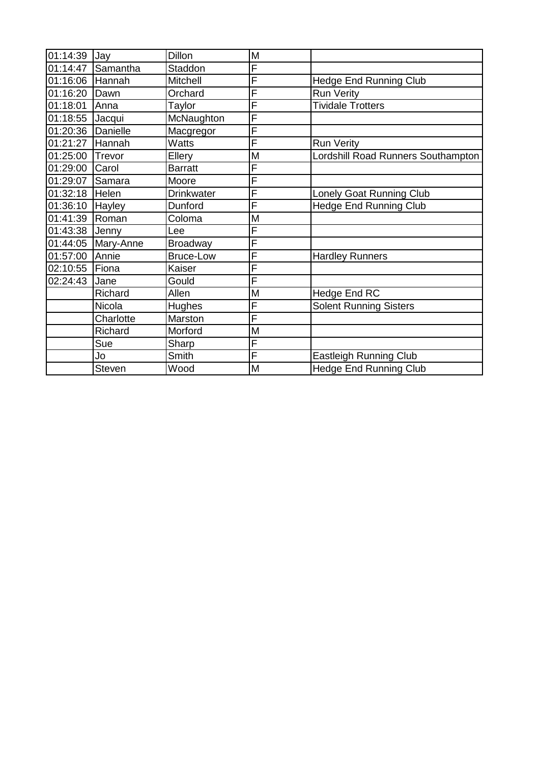| | | | | |
|---|---|---|---|---|
| 01:14:39 | Jay | Dillon | M | |
| 01:14:47 | Samantha | Staddon | F | |
| 01:16:06 | Hannah | Mitchell | F | Hedge End Running Club |
| 01:16:20 | Dawn | Orchard | F | Run Verity |
| 01:18:01 | Anna | Taylor | F | Tividale Trotters |
| 01:18:55 | Jacqui | McNaughton | F | |
| 01:20:36 | Danielle | Macgregor | F | |
| 01:21:27 | Hannah | Watts | F | Run Verity |
| 01:25:00 | Trevor | Ellery | M | Lordshill Road Runners Southampton |
| 01:29:00 | Carol | Barratt | F | |
| 01:29:07 | Samara | Moore | F | |
| 01:32:18 | Helen | Drinkwater | F | Lonely Goat Running Club |
| 01:36:10 | Hayley | Dunford | F | Hedge End Running Club |
| 01:41:39 | Roman | Coloma | M | |
| 01:43:38 | Jenny | Lee | F | |
| 01:44:05 | Mary-Anne | Broadway | F | |
| 01:57:00 | Annie | Bruce-Low | F | Hardley Runners |
| 02:10:55 | Fiona | Kaiser | F | |
| 02:24:43 | Jane | Gould | F | |
| | Richard | Allen | M | Hedge End RC |
| | Nicola | Hughes | F | Solent Running Sisters |
| | Charlotte | Marston | F | |
| | Richard | Morford | M | |
| | Sue | Sharp | F | |
| | Jo | Smith | F | Eastleigh Running Club |
| | Steven | Wood | M | Hedge End Running Club |